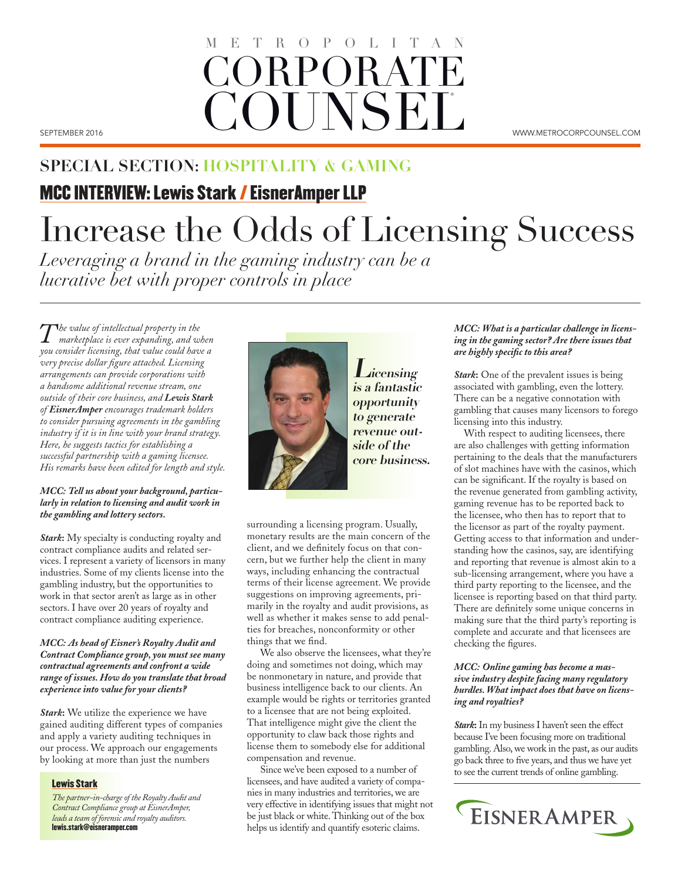# METROPOLITAN CORPORATE COUNSEL

SEPTEMBER 2016

WWW.METROCORPCOUNSEL.COM

## SPECIAL SECTION: HOSPITALITY & GAMING

### MCC INTERVIEW: Lewis Stark / EisnerAmper LLP

# Increase the Odds of Licensing Success

*Leveraging a brand in the gaming industry can be a lucrative bet with proper controls in place*

*The value of intellectual property in the marketplace is ever expanding, and when you consider licensing, that value could have a very precise dollar figure attached. Licensing arrangements can provide corporations with a handsome additional revenue stream, one outside of their core business, and* ***Lewis Stark*** *of* ***EisnerAmper*** *encourages trademark holders to consider pursuing agreements in the gambling industry if it is in line with your brand strategy. Here, he suggests tactics for establishing a successful partnership with a gaming licensee. His remarks have been edited for length and style.*

***MCC: Tell us about your background, particularly in relation to licensing and audit work in the gambling and lottery sectors.***

***Stark*****:** My specialty is conducting royalty and contract compliance audits and related services. I represent a variety of licensors in many industries. Some of my clients license into the gambling industry, but the opportunities to work in that sector aren't as large as in other sectors. I have over 20 years of royalty and contract compliance auditing experience.

***MCC: As head of Eisner's Royalty Audit and Contract Compliance group, you must see many contractual agreements and confront a wide range of issues. How do you translate that broad experience into value for your clients?***

***Stark*****:** We utilize the experience we have gained auditing different types of companies and apply a variety auditing techniques in our process. We approach our engagements by looking at more than just the numbers surrounding a licensing program. Usually, monetary results are the main concern of the client, and we definitely focus on that concern, but we further help the client in many ways, including enhancing the contractual terms of their license agreement. We provide suggestions on improving agreements, primarily in the royalty and audit provisions, as well as whether it makes sense to add penalties for breaches, nonconformity or other things that we find.

We also observe the licensees, what they're doing and sometimes not doing, which may be nonmonetary in nature, and provide that business intelligence back to our clients. An example would be rights or territories granted to a licensee that are not being exploited. That intelligence might give the client the opportunity to claw back those rights and license them to somebody else for additional compensation and revenue.

Since we've been exposed to a number of licensees, and have audited a variety of companies in many industries and territories, we are very effective in identifying issues that might not be just black or white. Thinking out of the box helps us identify and quantify esoteric claims.

**Lewis Stark**

*The partner-in-charge of the Royalty Audit and Contract Compliance group at EisnerAmper, leads a team of forensic and royalty auditors.*
**lewis.stark@eisneramper.com**

> ***Licensing is a fantastic opportunity to generate revenue outside of the core business.***

***MCC: What is a particular challenge in licensing in the gaming sector? Are there issues that are highly specific to this area?***

***Stark*****:** One of the prevalent issues is being associated with gambling, even the lottery. There can be a negative connotation with gambling that causes many licensors to forego licensing into this industry.

With respect to auditing licensees, there are also challenges with getting information pertaining to the deals that the manufacturers of slot machines have with the casinos, which can be significant. If the royalty is based on the revenue generated from gambling activity, gaming revenue has to be reported back to the licensee, who then has to report that to the licensor as part of the royalty payment. Getting access to that information and understanding how the casinos, say, are identifying and reporting that revenue is almost akin to a sub-licensing arrangement, where you have a third party reporting to the licensee, and the licensee is reporting based on that third party. There are definitely some unique concerns in making sure that the third party's reporting is complete and accurate and that licensees are checking the figures.

***MCC: Online gaming has become a massive industry despite facing many regulatory hurdles. What impact does that have on licensing and royalties?***

***Stark*****:** In my business I haven't seen the effect because I've been focusing more on traditional gambling. Also, we work in the past, as our audits go back three to five years, and thus we have yet to see the current trends of online gambling.

EISNERAMPER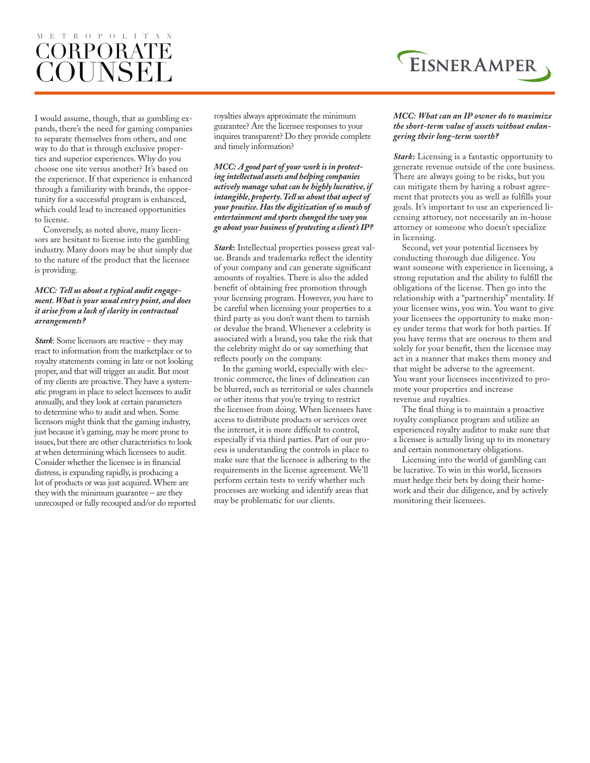I would assume, though, that as gambling expands, there's the need for gaming companies to separate themselves from others, and one way to do that is through exclusive properties and superior experiences. Why do you choose one site versus another? It's based on the experience. If that experience is enhanced through a familiarity with brands, the opportunity for a successful program is enhanced, which could lead to increased opportunities to license.

Conversely, as noted above, many licensors are hesitant to license into the gambling industry. Many doors may be shut simply due to the nature of the product that the licensee is providing.

***MCC: Tell us about a typical audit engagement. What is your usual entry point, and does it arise from a lack of clarity in contractual arrangements?***

***Stark***: Some licensors are reactive – they may react to information from the marketplace or to royalty statements coming in late or not looking proper, and that will trigger an audit. But most of my clients are proactive. They have a systematic program in place to select licensees to audit annually, and they look at certain parameters to determine who to audit and when. Some licensors might think that the gaming industry, just because it's gaming, may be more prone to issues, but there are other characteristics to look at when determining which licensees to audit. Consider whether the licensee is in financial distress, is expanding rapidly, is producing a lot of products or was just acquired. Where are they with the minimum guarantee – are they unrecouped or fully recouped and/or do reported royalties always approximate the minimum guarantee? Are the licensee responses to your inquires transparent? Do they provide complete and timely information?

***MCC: A good part of your work is in protecting intellectual assets and helping companies actively manage what can be highly lucrative, if intangible, property. Tell us about that aspect of your practice. Has the digitization of so much of entertainment and sports changed the way you go about your business of protecting a client's IP?***

***Stark***: Intellectual properties possess great value. Brands and trademarks reflect the identity of your company and can generate significant amounts of royalties. There is also the added benefit of obtaining free promotion through your licensing program. However, you have to be careful when licensing your properties to a third party as you don't want them to tarnish or devalue the brand. Whenever a celebrity is associated with a brand, you take the risk that the celebrity might do or say something that reflects poorly on the company.

In the gaming world, especially with electronic commerce, the lines of delineation can be blurred, such as territorial or sales channels or other items that you're trying to restrict the licensee from doing. When licensees have access to distribute products or services over the internet, it is more difficult to control, especially if via third parties. Part of our process is understanding the controls in place to make sure that the licensee is adhering to the requirements in the license agreement. We'll perform certain tests to verify whether such processes are working and identify areas that may be problematic for our clients.

***MCC: What can an IP owner do to maximize the short-term value of assets without endangering their long-term worth?***

***Stark***: Licensing is a fantastic opportunity to generate revenue outside of the core business. There are always going to be risks, but you can mitigate them by having a robust agreement that protects you as well as fulfills your goals. It's important to use an experienced licensing attorney, not necessarily an in-house attorney or someone who doesn't specialize in licensing.

Second, vet your potential licensees by conducting thorough due diligence. You want someone with experience in licensing, a strong reputation and the ability to fulfill the obligations of the license. Then go into the relationship with a "partnership" mentality. If your licensee wins, you win. You want to give your licensees the opportunity to make money under terms that work for both parties. If you have terms that are onerous to them and solely for your benefit, then the licensee may act in a manner that makes them money and that might be adverse to the agreement. You want your licensees incentivized to promote your properties and increase revenue and royalties.

The final thing is to maintain a proactive royalty compliance program and utilize an experienced royalty auditor to make sure that a licensee is actually living up to its monetary and certain nonmonetary obligations.

Licensing into the world of gambling can be lucrative. To win in this world, licensors must hedge their bets by doing their homework and their due diligence, and by actively monitoring their licensees.